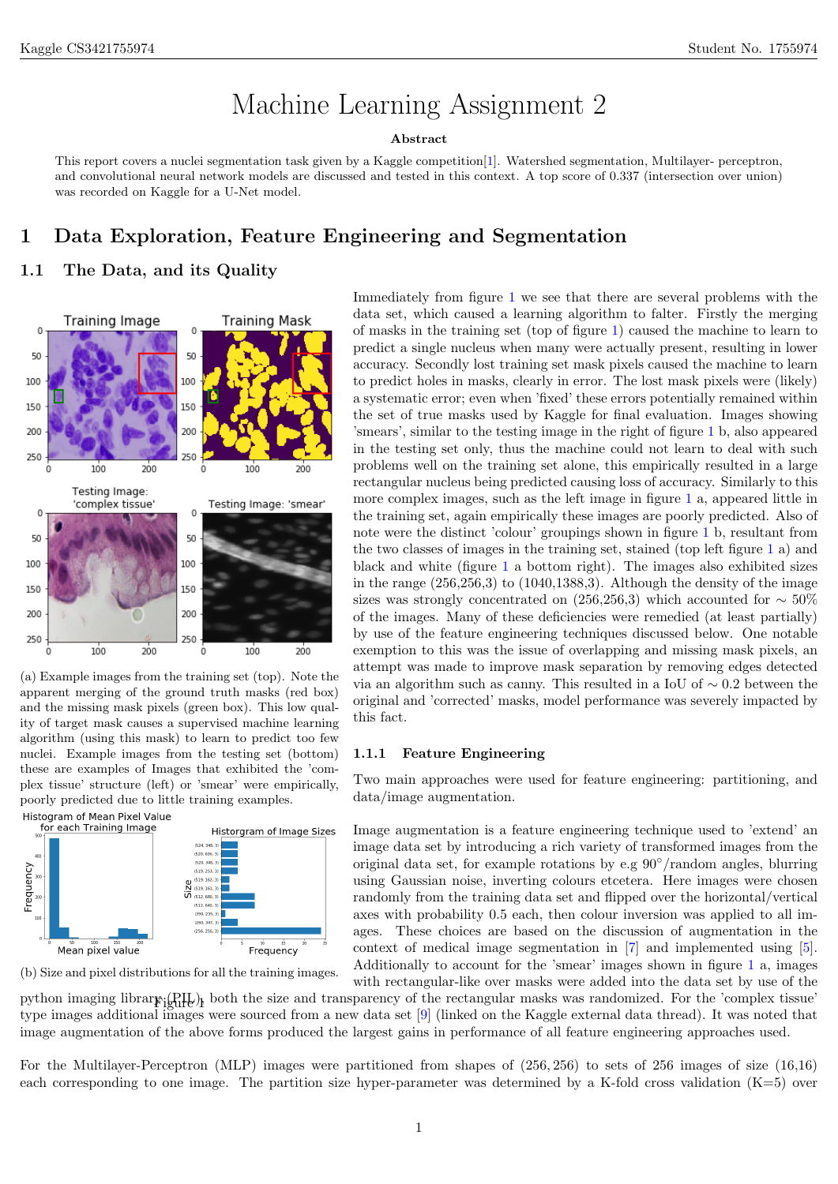# Machine Learning Assignment 2

**Abstract**

This report covers a nuclei segmentation task given by a Kaggle competition[1]. Watershed segmentation, Multilayer- perceptron, and convolutional neural network models are discussed and tested in this context. A top score of 0.337 (intersection over union) was recorded on Kaggle for a U-Net model.

## 1 Data Exploration, Feature Engineering and Segmentation

### 1.1 The Data, and its Quality

(a) Example images from the training set (top). Note the apparent merging of the ground truth masks (red box) and the missing mask pixels (green box). This low quality of target mask causes a supervised machine learning algorithm (using this mask) to learn to predict few nuclei. Example images from the testing set (bottom) these are examples of Images that exhibited the 'complex tissue' structure (left) or 'smear' were empirically, poorly predicted due to little training examples.

(b) Size and pixel distributions for all the training images.

Figure 1

Immediately from figure 1 we see that there are several problems with the data set, which caused a learning algorithm to falter. Firstly the merging of masks in the training set (top of figure 1) caused the machine to learn to predict a single nucleus when many were actually present, resulting in lower accuracy. Secondly lost training set mask pixels caused the machine to learn to predict holes in masks, clearly in error. The lost mask pixels were (likely) a systematic error; even when 'fixed' these errors potentially remained within the set of true masks used by Kaggle for final evaluation. Images showing 'smears', similar to the testing image in the right of figure 1 b, also appeared in the testing set only, thus the machine could not learn to deal with such problems well on the training set alone, this empirically resulted in a large rectangular nucleus being predicted causing loss of accuracy. Similarly to this more complex images, such as the left image in figure 1 a, appeared little in the training set, again empirically these images are poorly predicted. Also of note were the distinct 'colour' groupings shown in figure 1 b, resultant from the two classes of images in the training set, stained (top left figure 1 a) and black and white (figure 1 a bottom right). The images also exhibited sizes in the range (256,256,3) to (1040,1388,3). Although the density of the image sizes was strongly concentrated on (256,256,3) which accounted for $\sim 50\%$ of the images. Many of these deficiencies were remedied (at least partially) by use of the feature engineering techniques discussed below. One notable exemption to this was the issue of overlapping and missing mask pixels, an attempt was made to improve mask separation by removing edges detected via an algorithm such as canny. This resulted in a IoU of $\sim 0.2$ between the original and 'corrected' masks, model performance was severely impacted by this fact.

#### 1.1.1 Feature Engineering

Two main approaches were used for feature engineering: partitioning, and data/image augmentation.

Image augmentation is a feature engineering technique used to 'extend' an image data set by introducing a rich variety of transformed images from the original data set, for example rotations by e.g $90°$/random angles, blurring using Gaussian noise, inverting colours etcetera. Here images were chosen randomly from the training data set and flipped over the horizontal/vertical axes with probability 0.5 each, then colour inversion was applied to all images. These choices are based on the discussion of augmentation in the context of medical image segmentation in [7] and implemented using [5]. Additionally to account for the 'smear' images shown in figure 1 a, images with rectangular-like over masks were added into the data set by use of the python imaging library (PIL), both the size and transparency of the rectangular masks was randomized. For the 'complex tissue' type images additional images were sourced from a new data set [9] (linked on the Kaggle external data thread). It was noted that image augmentation of the above forms produced the largest gains in performance of all feature engineering approaches used.

For the Multilayer-Perceptron (MLP) images were partitioned from shapes of $(256, 256)$ to sets of 256 images of size $(16,16)$ each corresponding to one image. The partition size hyper-parameter was determined by a K-fold cross validation (K=5) over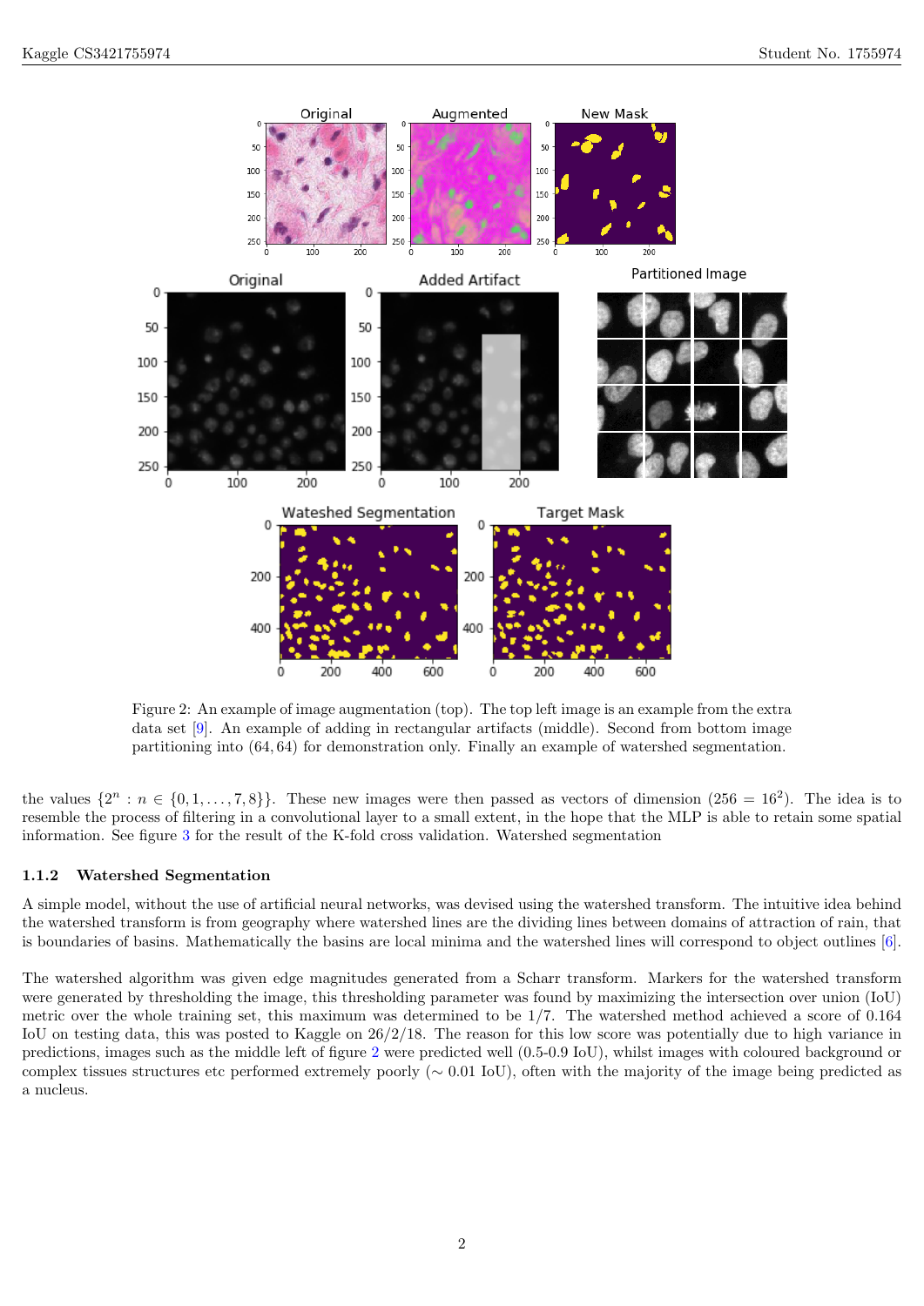Figure 2: An example of image augmentation (top). The top left image is an example from the extra data set [9]. An example of adding in rectangular artifacts (middle). Second from bottom image partitioning into (64, 64) for demonstration only. Finally an example of watershed segmentation.

the values $\{2^n : n \in \{0, 1, \ldots, 7, 8\}\}$. These new images were then passed as vectors of dimension ($256 = 16^2$). The idea is to resemble the process of filtering in a convolutional layer to a small extent, in the hope that the MLP is able to retain some spatial information. See figure 3 for the result of the K-fold cross validation. Watershed segmentation

### 1.1.2 Watershed Segmentation

A simple model, without the use of artificial neural networks, was devised using the watershed transform. The intuitive idea behind the watershed transform is from geography where watershed lines are the dividing lines between domains of attraction of rain, that is boundaries of basins. Mathematically the basins are local minima and the watershed lines will correspond to object outlines [6].

The watershed algorithm was given edge magnitudes generated from a Scharr transform. Markers for the watershed transform were generated by thresholding the image, this thresholding parameter was found by maximizing the intersection over union (IoU) metric over the whole training set, this maximum was determined to be 1/7. The watershed method achieved a score of 0.164 IoU on testing data, this was posted to Kaggle on 26/2/18. The reason for this low score was potentially due to high variance in predictions, images such as the middle left of figure 2 were predicted well (0.5-0.9 IoU), whilst images with coloured background or complex tissues structures etc performed extremely poorly ($\sim$ 0.01 IoU), often with the majority of the image being predicted as a nucleus.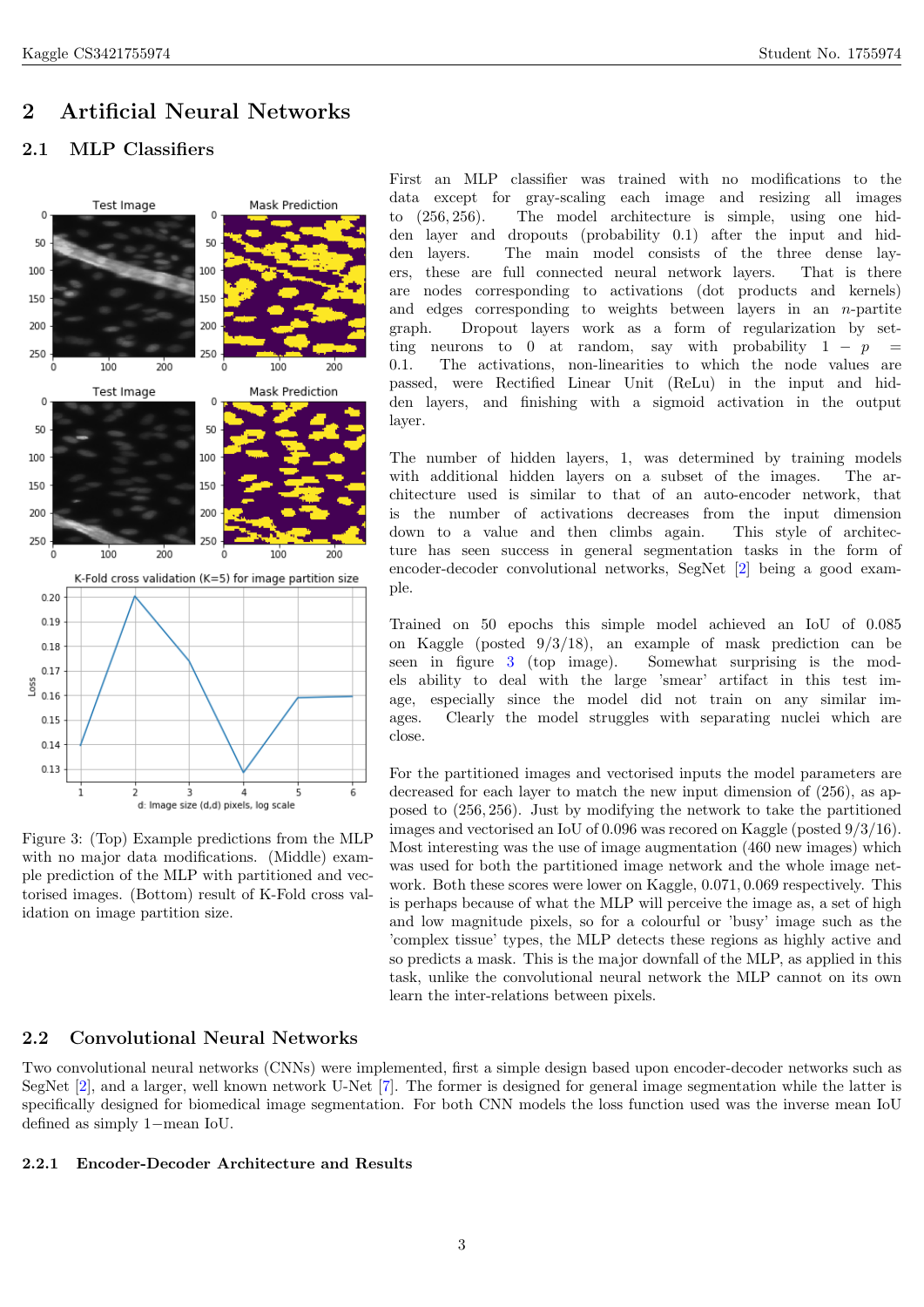## 2 Artificial Neural Networks

### 2.1 MLP Classifiers

First an MLP classifier was trained with no modifications to the data except for gray-scaling each image and resizing all images to $(256, 256)$. The model architecture is simple, using one hidden layer and dropouts (probability 0.1) after the input and hidden layers. The main model consists of the three dense layers, these are full connected neural network layers. That is there are nodes corresponding to activations (dot products and kernels) and edges corresponding to weights between layers in an $n$-partite graph. Dropout layers work as a form of regularization by setting neurons to 0 at random, say with probability $1 - p = 0.1$. The activations, non-linearities to which the node values are passed, were Rectified Linear Unit (ReLu) in the input and hidden layers, and finishing with a sigmoid activation in the output layer.

The number of hidden layers, 1, was determined by training models with additional hidden layers on a subset of the images. The architecture used is similar to that of an auto-encoder network, that is the number of activations decreases from the input dimension down to a value and then climbs again. This style of architecture has seen success in general segmentation tasks in the form of encoder-decoder convolutional networks, SegNet [2] being a good example.

Trained on 50 epochs this simple model achieved an IoU of 0.085 on Kaggle (posted 9/3/18), an example of mask prediction can be seen in figure 3 (top image). Somewhat surprising is the models ability to deal with the large 'smear' artifact in this test image, especially since the model did not train on any similar images. Clearly the model struggles with separating nuclei which are close.

Figure 3: (Top) Example predictions from the MLP with no major data modifications. (Middle) example prediction of the MLP with partitioned and vectorised images. (Bottom) result of K-Fold cross validation on image partition size.

For the partitioned images and vectorised inputs the model parameters are decreased for each layer to match the new input dimension of (256), as apposed to $(256, 256)$. Just by modifying the network to take the partitioned images and vectorised an IoU of 0.096 was recored on Kaggle (posted 9/3/16). Most interesting was the use of image augmentation (460 new images) which was used for both the partitioned image network and the whole image network. Both these scores were lower on Kaggle, 0.071, 0.069 respectively. This is perhaps because of what the MLP will perceive the image as, a set of high and low magnitude pixels, so for a colourful or 'busy' image such as the 'complex tissue' types, the MLP detects these regions as highly active and so predicts a mask. This is the major downfall of the MLP, as applied in this task, unlike the convolutional neural network the MLP cannot on its own learn the inter-relations between pixels.

### 2.2 Convolutional Neural Networks

Two convolutional neural networks (CNNs) were implemented, first a simple design based upon encoder-decoder networks such as SegNet [2], and a larger, well known network U-Net [7]. The former is designed for general image segmentation while the latter is specifically designed for biomedical image segmentation. For both CNN models the loss function used was the inverse mean IoU defined as simply $1-$mean IoU.

#### 2.2.1 Encoder-Decoder Architecture and Results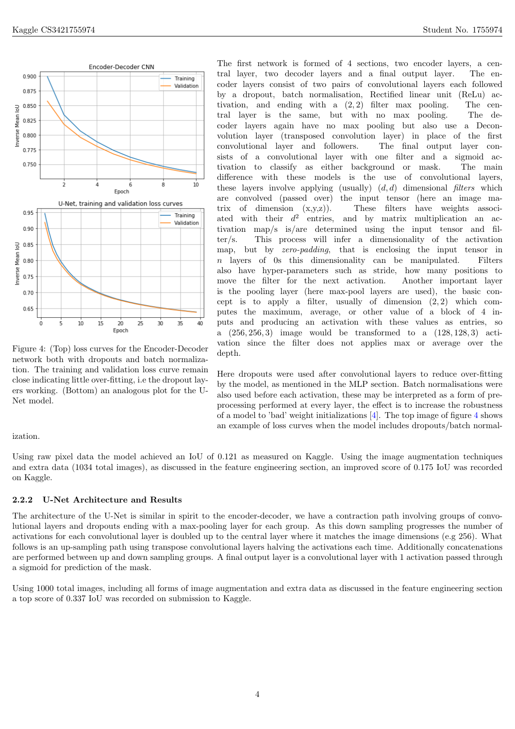Figure 4: (Top) loss curves for the Encoder-Decoder network both with dropouts and batch normalization. The training and validation loss curve remain close indicating little over-fitting, i.e the dropout layers working. (Bottom) an analogous plot for the U-Net model.

The first network is formed of 4 sections, two encoder layers, a central layer, two decoder layers and a final output layer. The encoder layers consist of two pairs of convolutional layers each followed by a dropout, batch normalisation, Rectified linear unit (ReLu) activation, and ending with a $(2, 2)$ filter max pooling. The central layer is the same, but with no max pooling. The decoder layers again have no max pooling but also use a Deconvolution layer (transposed convolution layer) in place of the first convolutional layer and followers. The final output layer consists of a convolutional layer with one filter and a sigmoid activation to classify as either background or mask. The main difference with these models is the use of convolutional layers, these layers involve applying (usually) $(d, d)$ dimensional *filters* which are convolved (passed over) the input tensor (here an image matrix of dimension (x,y,z)). These filters have weights associated with their $d^2$ entries, and by matrix multiplication an activation map/s is/are determined using the input tensor and filter/s. This process will infer a dimensionality of the activation map, but by *zero-padding*, that is enclosing the input tensor in $n$ layers of 0s this dimensionality can be manipulated. Filters also have hyper-parameters such as stride, how many positions to move the filter for the next activation. Another important layer is the pooling layer (here max-pool layers are used), the basic concept is to apply a filter, usually of dimension $(2, 2)$ which computes the maximum, average, or other value of a block of 4 inputs and producing an activation with these values as entries, so a $(256, 256, 3)$ image would be transformed to a $(128, 128, 3)$ activation since the filter does not applies max or average over the depth.

Here dropouts were used after convolutional layers to reduce over-fitting by the model, as mentioned in the MLP section. Batch normalisations were also used before each activation, these may be interpreted as a form of pre-processing performed at every layer, the effect is to increase the robustness of a model to 'bad' weight initializations [4]. The top image of figure 4 shows an example of loss curves when the model includes dropouts/batch normalization.

Using raw pixel data the model achieved an IoU of 0.121 as measured on Kaggle. Using the image augmentation techniques and extra data (1034 total images), as discussed in the feature engineering section, an improved score of 0.175 IoU was recorded on Kaggle.

### 2.2.2 U-Net Architecture and Results

The architecture of the U-Net is similar in spirit to the encoder-decoder, we have a contraction path involving groups of convolutional layers and dropouts ending with a max-pooling layer for each group. As this down sampling progresses the number of activations for each convolutional layer is doubled up to the central layer where it matches the image dimensions (e.g 256). What follows is an up-sampling path using transpose convolutional layers halving the activations each time. Additionally concatenations are performed between up and down sampling groups. A final output layer is a convolutional layer with 1 activation passed through a sigmoid for prediction of the mask.

Using 1000 total images, including all forms of image augmentation and extra data as discussed in the feature engineering section a top score of 0.337 IoU was recorded on submission to Kaggle.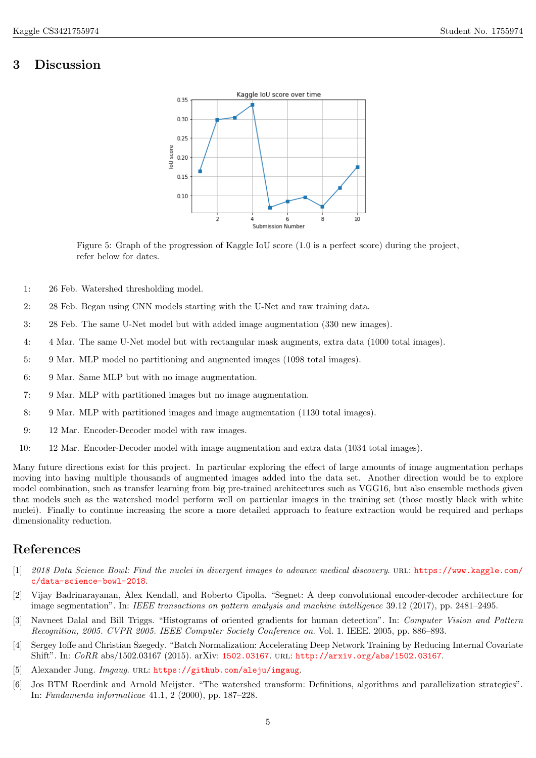## 3 Discussion

Figure 5: Graph of the progression of Kaggle IoU score (1.0 is a perfect score) during the project, refer below for dates.

1: 26 Feb. Watershed thresholding model.

2: 28 Feb. Began using CNN models starting with the U-Net and raw training data.

3: 28 Feb. The same U-Net model but with added image augmentation (330 new images).

4: 4 Mar. The same U-Net model but with rectangular mask augments, extra data (1000 total images).

5: 9 Mar. MLP model no partitioning and augmented images (1098 total images).

6: 9 Mar. Same MLP but with no image augmentation.

7: 9 Mar. MLP with partitioned images but no image augmentation.

8: 9 Mar. MLP with partitioned images and image augmentation (1130 total images).

9: 12 Mar. Encoder-Decoder model with raw images.

10: 12 Mar. Encoder-Decoder model with image augmentation and extra data (1034 total images).

Many future directions exist for this project. In particular exploring the effect of large amounts of image augmentation perhaps moving into having multiple thousands of augmented images added into the data set. Another direction would be to explore model combination, such as transfer learning from big pre-trained architectures such as VGG16, but also ensemble methods given that models such as the watershed model perform well on particular images in the training set (those mostly black with white nuclei). Finally to continue increasing the score a more detailed approach to feature extraction would be required and perhaps dimensionality reduction.

## References

[1] *2018 Data Science Bowl: Find the nuclei in divergent images to advance medical discovery*. URL: https://www.kaggle.com/c/data-science-bowl-2018.

[2] Vijay Badrinarayanan, Alex Kendall, and Roberto Cipolla. "Segnet: A deep convolutional encoder-decoder architecture for image segmentation". In: *IEEE transactions on pattern analysis and machine intelligence* 39.12 (2017), pp. 2481–2495.

[3] Navneet Dalal and Bill Triggs. "Histograms of oriented gradients for human detection". In: *Computer Vision and Pattern Recognition, 2005. CVPR 2005. IEEE Computer Society Conference on*. Vol. 1. IEEE. 2005, pp. 886–893.

[4] Sergey Ioffe and Christian Szegedy. "Batch Normalization: Accelerating Deep Network Training by Reducing Internal Covariate Shift". In: *CoRR* abs/1502.03167 (2015). arXiv: 1502.03167. URL: http://arxiv.org/abs/1502.03167.

[5] Alexander Jung. *Imgaug*. URL: https://github.com/aleju/imgaug.

[6] Jos BTM Roerdink and Arnold Meijster. "The watershed transform: Definitions, algorithms and parallelization strategies". In: *Fundamenta informaticae* 41.1, 2 (2000), pp. 187–228.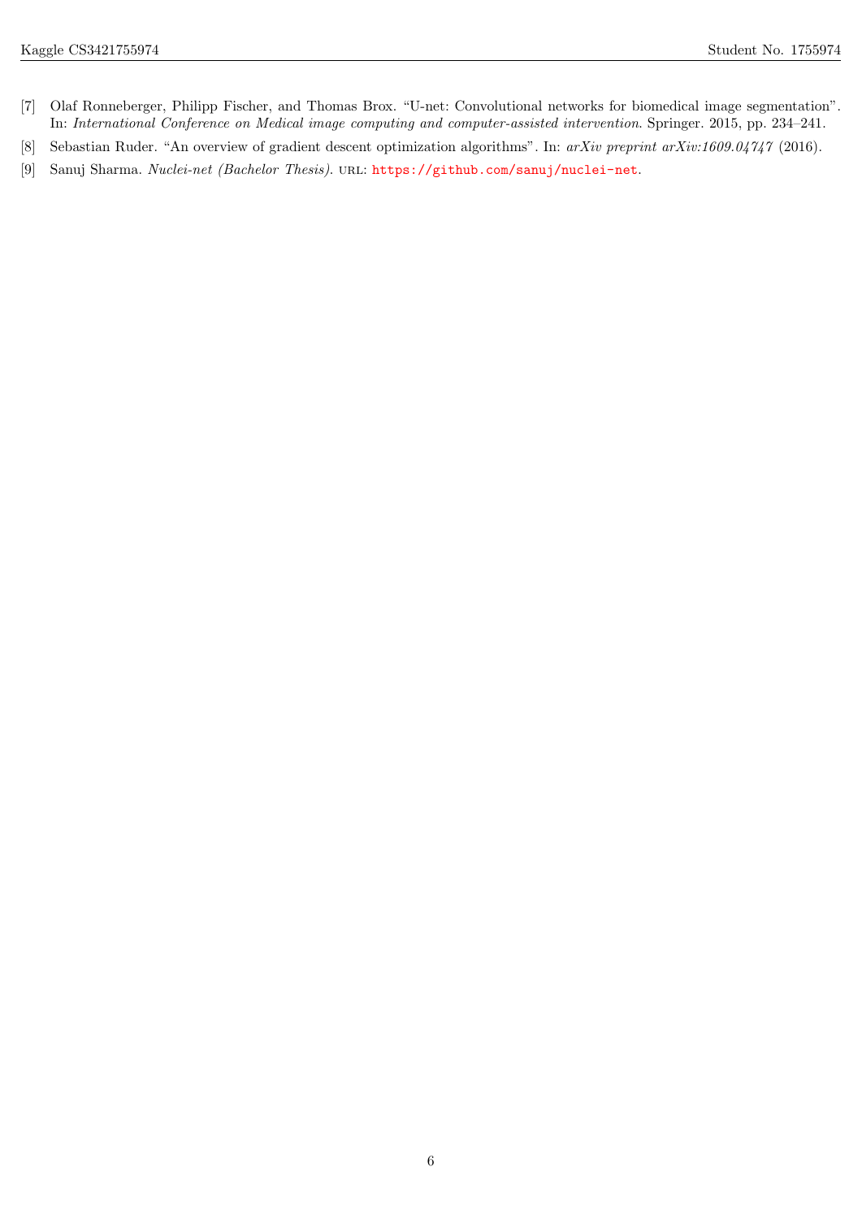[7] Olaf Ronneberger, Philipp Fischer, and Thomas Brox. "U-net: Convolutional networks for biomedical image segmentation". In: *International Conference on Medical image computing and computer-assisted intervention*. Springer. 2015, pp. 234–241.

[8] Sebastian Ruder. "An overview of gradient descent optimization algorithms". In: *arXiv preprint arXiv:1609.04747* (2016).

[9] Sanuj Sharma. *Nuclei-net (Bachelor Thesis)*. URL: https://github.com/sanuj/nuclei-net.